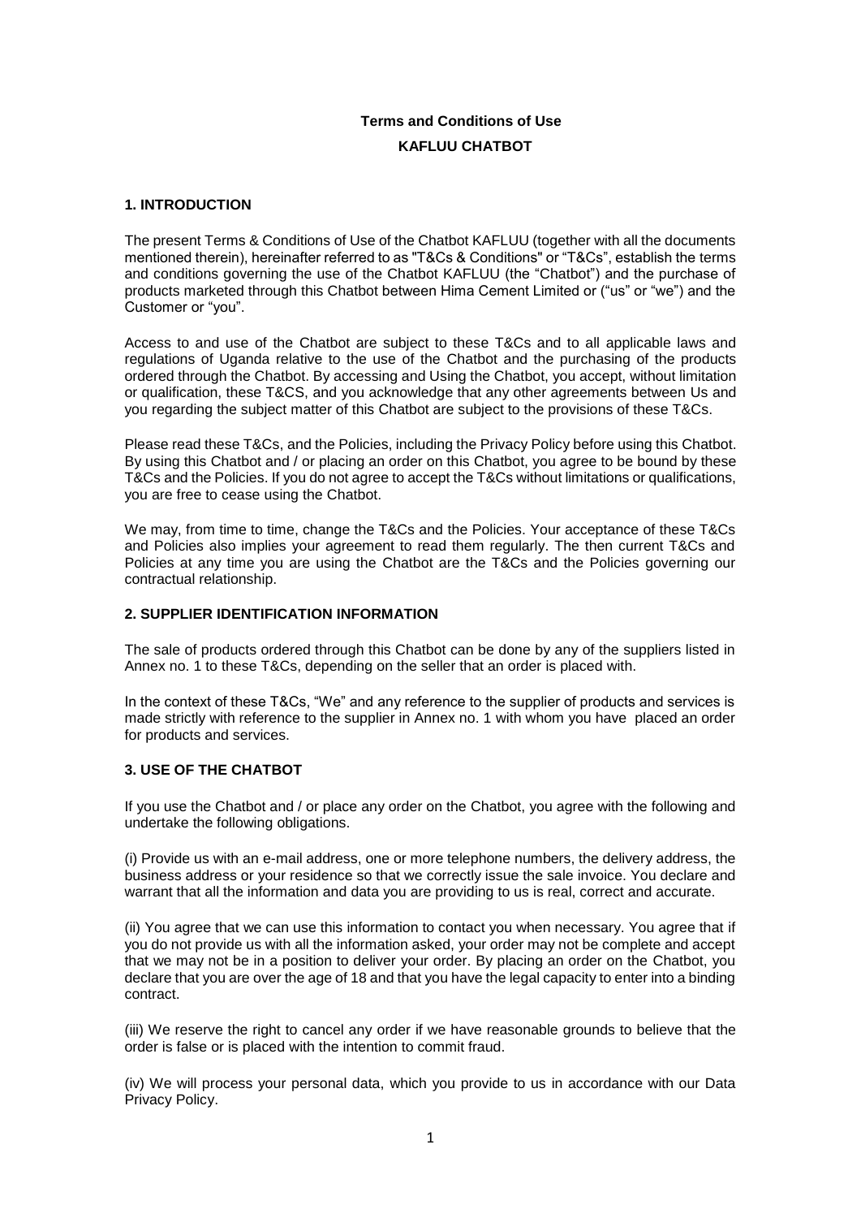# Terms and Conditions of Use

## KAFLUU CHATBOT

### 1. INTRODUCTION

The present Terms & Conditions of Use of the Chatbot KAFLUU (together with all the documents mentioned therein), hereinafter referred to as "T&Cs & Conditions" or "T&Cs", establish the terms and conditions governing the use of the Chatbot KAFLUU (the "Chatbot") and the purchase of products marketed through this Chatbot between Hima Cement Limited or ("us" or "we") and the Customer or "you".

Access to and use of the Chatbot are subject to these T&Cs and to all applicable laws and regulations of Uganda relative to the use of the Chatbot and the purchasing of the products ordered through the Chatbot. By accessing and Using the Chatbot, you accept, without limitation or qualification, these T&CS, and you acknowledge that any other agreements between Us and you regarding the subject matter of this Chatbot are subject to the provisions of these T&Cs.

Please read these T&Cs, and the Policies, including the Privacy Policy before using this Chatbot. By using this Chatbot and / or placing an order on this Chatbot, you agree to be bound by these T&Cs and the Policies. If you do not agree to accept the T&Cs without limitations or qualifications, you are free to cease using the Chatbot.

We may, from time to time, change the T&Cs and the Policies. Your acceptance of these T&Cs and Policies also implies your agreement to read them regularly. The then current T&Cs and Policies at any time you are using the Chatbot are the T&Cs and the Policies governing our contractual relationship.

### 2. SUPPLIER IDENTIFICATION INFORMATION

The sale of products ordered through this Chatbot can be done by any of the suppliers listed in Annex no. 1 to these T&Cs, depending on the seller that an order is placed with.

In the context of these T&Cs, "We" and any reference to the supplier of products and services is made strictly with reference to the supplier in Annex no. 1 with whom you have placed an order for products and services.

### 3. USE OF THE CHATBOT

If you use the Chatbot and / or place any order on the Chatbot, you agree with the following and undertake the following obligations.

(i) Provide us with an e-mail address, one or more telephone numbers, the delivery address, the business address or your residence so that we correctly issue the sale invoice. You declare and warrant that all the information and data you are providing to us is real, correct and accurate.

(ii) You agree that we can use this information to contact you when necessary. You agree that if you do not provide us with all the information asked, your order may not be complete and accept that we may not be in a position to deliver your order. By placing an order on the Chatbot, you declare that you are over the age of 18 and that you have the legal capacity to enter into a binding contract.

(iii) We reserve the right to cancel any order if we have reasonable grounds to believe that the order is false or is placed with the intention to commit fraud.

(iv) We will process your personal data, which you provide to us in accordance with our Data Privacy Policy.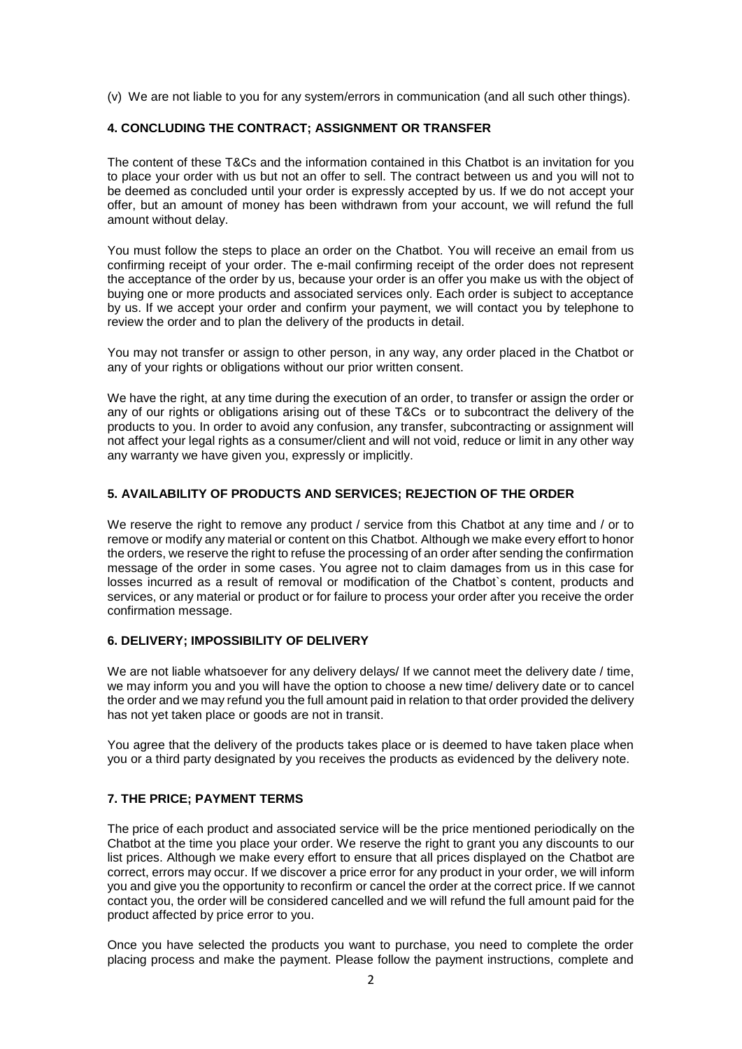(v) We are not liable to you for any system/errors in communication (and all such other things).

## 4. CONCLUDING THE CONTRACT; ASSIGNMENT OR TRANSFER

The content of these T&Cs and the information contained in this Chatbot is an invitation for you to place your order with us but not an offer to sell. The contract between us and you will not to be deemed as concluded until your order is expressly accepted by us. If we do not accept your offer, but an amount of money has been withdrawn from your account, we will refund the full amount without delay.

You must follow the steps to place an order on the Chatbot. You will receive an email from us confirming receipt of your order. The e-mail confirming receipt of the order does not represent the acceptance of the order by us, because your order is an offer you make us with the object of buying one or more products and associated services only. Each order is subject to acceptance by us. If we accept your order and confirm your payment, we will contact you by telephone to review the order and to plan the delivery of the products in detail.

You may not transfer or assign to other person, in any way, any order placed in the Chatbot or any of your rights or obligations without our prior written consent.

We have the right, at any time during the execution of an order, to transfer or assign the order or any of our rights or obligations arising out of these T&Cs or to subcontract the delivery of the products to you. In order to avoid any confusion, any transfer, subcontracting or assignment will not affect your legal rights as a consumer/client and will not void, reduce or limit in any other way any warranty we have given you, expressly or implicitly.

## 5. AVAILABILITY OF PRODUCTS AND SERVICES; REJECTION OF THE ORDER

We reserve the right to remove any product / service from this Chatbot at any time and / or to remove or modify any material or content on this Chatbot. Although we make every effort to honor the orders, we reserve the right to refuse the processing of an order after sending the confirmation message of the order in some cases. You agree not to claim damages from us in this case for losses incurred as a result of removal or modification of the Chatbot`s content, products and services, or any material or product or for failure to process your order after you receive the order confirmation message.

## 6. DELIVERY; IMPOSSIBILITY OF DELIVERY

We are not liable whatsoever for any delivery delays/ If we cannot meet the delivery date / time, we may inform you and you will have the option to choose a new time/ delivery date or to cancel the order and we may refund you the full amount paid in relation to that order provided the delivery has not yet taken place or goods are not in transit.

You agree that the delivery of the products takes place or is deemed to have taken place when you or a third party designated by you receives the products as evidenced by the delivery note.

## 7. THE PRICE; PAYMENT TERMS

The price of each product and associated service will be the price mentioned periodically on the Chatbot at the time you place your order. We reserve the right to grant you any discounts to our list prices. Although we make every effort to ensure that all prices displayed on the Chatbot are correct, errors may occur. If we discover a price error for any product in your order, we will inform you and give you the opportunity to reconfirm or cancel the order at the correct price. If we cannot contact you, the order will be considered cancelled and we will refund the full amount paid for the product affected by price error to you.

Once you have selected the products you want to purchase, you need to complete the order placing process and make the payment. Please follow the payment instructions, complete and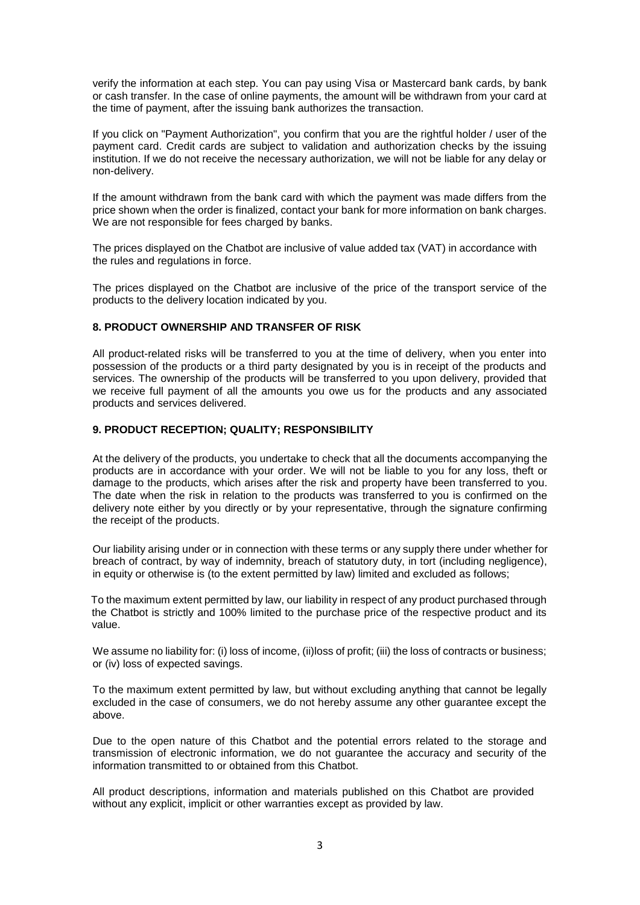verify the information at each step. You can pay using Visa or Mastercard bank cards, by bank or cash transfer. In the case of online payments, the amount will be withdrawn from your card at the time of payment, after the issuing bank authorizes the transaction.

If you click on "Payment Authorization", you confirm that you are the rightful holder / user of the payment card. Credit cards are subject to validation and authorization checks by the issuing institution. If we do not receive the necessary authorization, we will not be liable for any delay or non-delivery.

If the amount withdrawn from the bank card with which the payment was made differs from the price shown when the order is finalized, contact your bank for more information on bank charges. We are not responsible for fees charged by banks.

The prices displayed on the Chatbot are inclusive of value added tax (VAT) in accordance with the rules and regulations in force.

The prices displayed on the Chatbot are inclusive of the price of the transport service of the products to the delivery location indicated by you.

## 8. PRODUCT OWNERSHIP AND TRANSFER OF RISK

All product-related risks will be transferred to you at the time of delivery, when you enter into possession of the products or a third party designated by you is in receipt of the products and services. The ownership of the products will be transferred to you upon delivery, provided that we receive full payment of all the amounts you owe us for the products and any associated products and services delivered.

## 9. PRODUCT RECEPTION; QUALITY; RESPONSIBILITY

At the delivery of the products, you undertake to check that all the documents accompanying the products are in accordance with your order. We will not be liable to you for any loss, theft or damage to the products, which arises after the risk and property have been transferred to you. The date when the risk in relation to the products was transferred to you is confirmed on the delivery note either by you directly or by your representative, through the signature confirming the receipt of the products.

Our liability arising under or in connection with these terms or any supply there under whether for breach of contract, by way of indemnity, breach of statutory duty, in tort (including negligence), in equity or otherwise is (to the extent permitted by law) limited and excluded as follows;

To the maximum extent permitted by law, our liability in respect of any product purchased through the Chatbot is strictly and 100% limited to the purchase price of the respective product and its value.

We assume no liability for: (i) loss of income, (ii)loss of profit; (iii) the loss of contracts or business; or (iv) loss of expected savings.

To the maximum extent permitted by law, but without excluding anything that cannot be legally excluded in the case of consumers, we do not hereby assume any other guarantee except the above.

Due to the open nature of this Chatbot and the potential errors related to the storage and transmission of electronic information, we do not guarantee the accuracy and security of the information transmitted to or obtained from this Chatbot.

All product descriptions, information and materials published on this Chatbot are provided without any explicit, implicit or other warranties except as provided by law.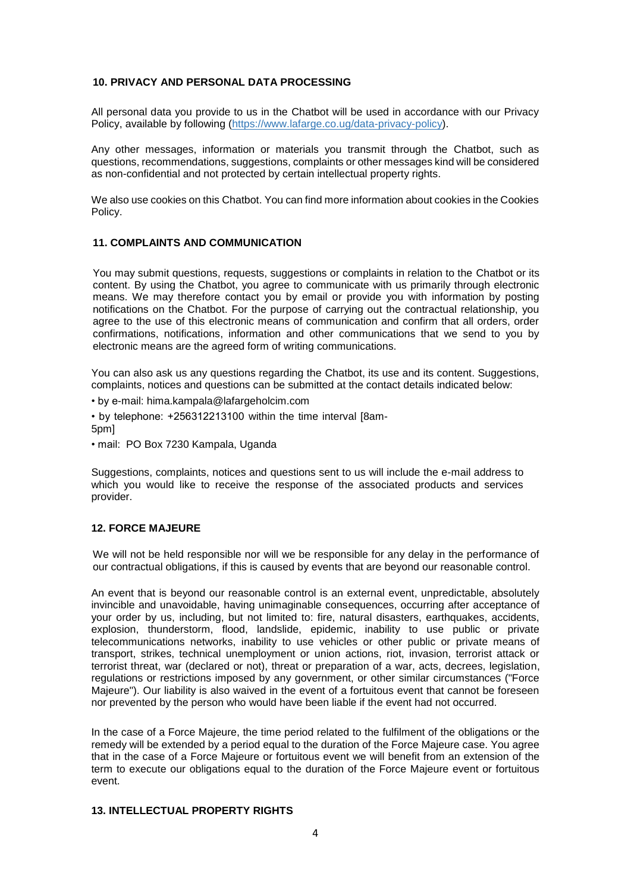## 10. PRIVACY AND PERSONAL DATA PROCESSING

All personal data you provide to us in the Chatbot will be used in accordance with our Privacy Policy, available by following ([https://www.lafarge.co.ug/data-privacy-policy](https://www.lafarge.co.ug/data-privacy-policy)).

Any other messages, information or materials you transmit through the Chatbot, such as questions, recommendations, suggestions, complaints or other messages kind will be considered as non-confidential and not protected by certain intellectual property rights.

We also use cookies on this Chatbot. You can find more information about cookies in the Cookies Policy.

## 11. COMPLAINTS AND COMMUNICATION

You may submit questions, requests, suggestions or complaints in relation to the Chatbot or its content. By using the Chatbot, you agree to communicate with us primarily through electronic means. We may therefore contact you by email or provide you with information by posting notifications on the Chatbot. For the purpose of carrying out the contractual relationship, you agree to the use of this electronic means of communication and confirm that all orders, order confirmations, notifications, information and other communications that we send to you by electronic means are the agreed form of writing communications.

You can also ask us any questions regarding the Chatbot, its use and its content. Suggestions, complaints, notices and questions can be submitted at the contact details indicated below:

- by e-mail: hima.kampala@lafargeholcim.com
- by telephone: +256312213100 within the time interval [8am-5pm]
- mail: PO Box 7230 Kampala, Uganda

Suggestions, complaints, notices and questions sent to us will include the e-mail address to which you would like to receive the response of the associated products and services provider.

## 12. FORCE MAJEURE

We will not be held responsible nor will we be responsible for any delay in the performance of our contractual obligations, if this is caused by events that are beyond our reasonable control.

An event that is beyond our reasonable control is an external event, unpredictable, absolutely invincible and unavoidable, having unimaginable consequences, occurring after acceptance of your order by us, including, but not limited to: fire, natural disasters, earthquakes, accidents, explosion, thunderstorm, flood, landslide, epidemic, inability to use public or private telecommunications networks, inability to use vehicles or other public or private means of transport, strikes, technical unemployment or union actions, riot, invasion, terrorist attack or terrorist threat, war (declared or not), threat or preparation of a war, acts, decrees, legislation, regulations or restrictions imposed by any government, or other similar circumstances ("Force Majeure"). Our liability is also waived in the event of a fortuitous event that cannot be foreseen nor prevented by the person who would have been liable if the event had not occurred.

In the case of a Force Majeure, the time period related to the fulfilment of the obligations or the remedy will be extended by a period equal to the duration of the Force Majeure case. You agree that in the case of a Force Majeure or fortuitous event we will benefit from an extension of the term to execute our obligations equal to the duration of the Force Majeure event or fortuitous event.

## 13. INTELLECTUAL PROPERTY RIGHTS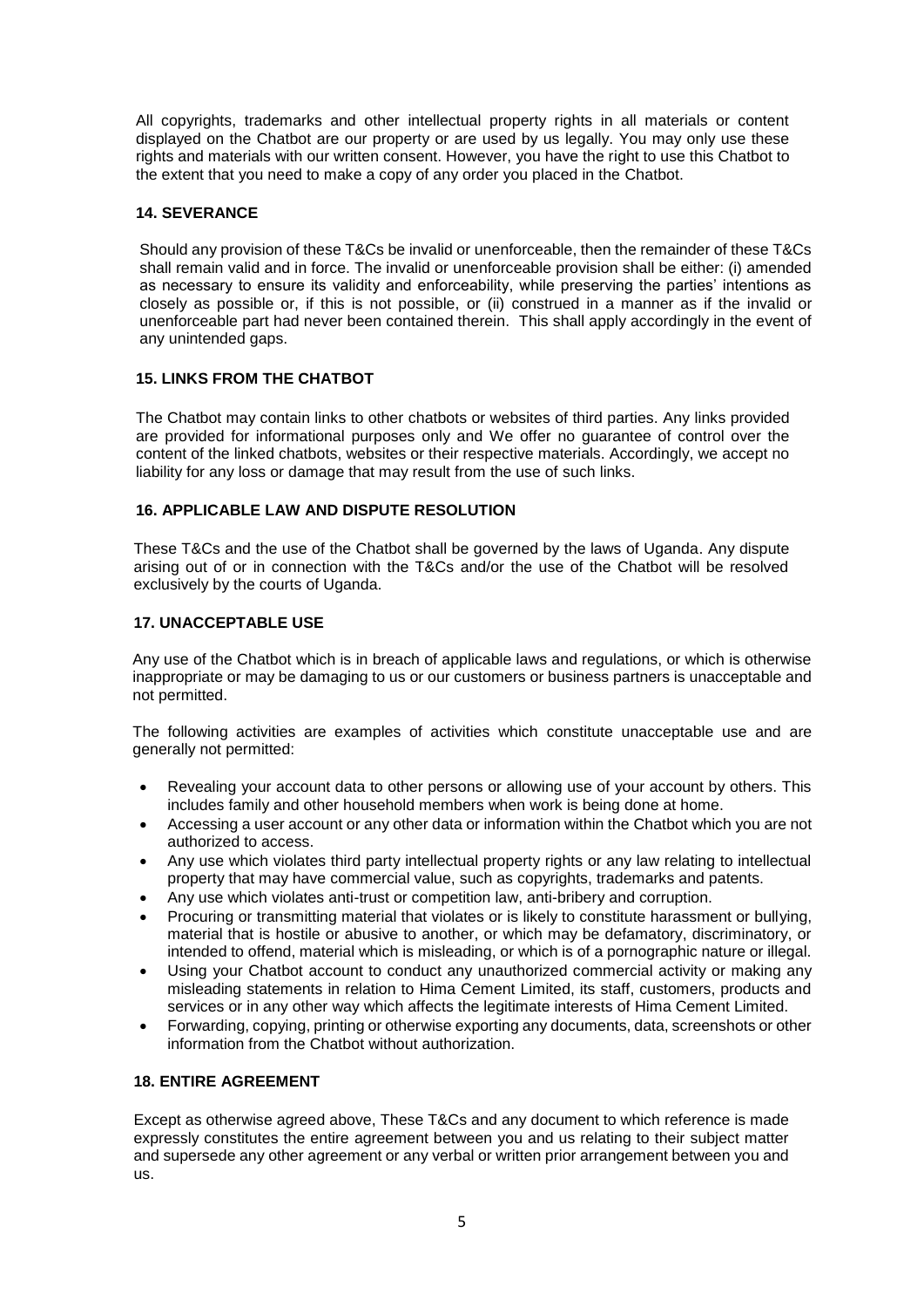All copyrights, trademarks and other intellectual property rights in all materials or content displayed on the Chatbot are our property or are used by us legally. You may only use these rights and materials with our written consent. However, you have the right to use this Chatbot to the extent that you need to make a copy of any order you placed in the Chatbot.

### 14. SEVERANCE

Should any provision of these T&Cs be invalid or unenforceable, then the remainder of these T&Cs shall remain valid and in force. The invalid or unenforceable provision shall be either: (i) amended as necessary to ensure its validity and enforceability, while preserving the parties' intentions as closely as possible or, if this is not possible, or (ii) construed in a manner as if the invalid or unenforceable part had never been contained therein. This shall apply accordingly in the event of any unintended gaps.

### 15. LINKS FROM THE CHATBOT

The Chatbot may contain links to other chatbots or websites of third parties. Any links provided are provided for informational purposes only and We offer no guarantee of control over the content of the linked chatbots, websites or their respective materials. Accordingly, we accept no liability for any loss or damage that may result from the use of such links.

### 16. APPLICABLE LAW AND DISPUTE RESOLUTION

These T&Cs and the use of the Chatbot shall be governed by the laws of Uganda. Any dispute arising out of or in connection with the T&Cs and/or the use of the Chatbot will be resolved exclusively by the courts of Uganda.

### 17. UNACCEPTABLE USE

Any use of the Chatbot which is in breach of applicable laws and regulations, or which is otherwise inappropriate or may be damaging to us or our customers or business partners is unacceptable and not permitted.

The following activities are examples of activities which constitute unacceptable use and are generally not permitted:

- Revealing your account data to other persons or allowing use of your account by others. This includes family and other household members when work is being done at home.
- Accessing a user account or any other data or information within the Chatbot which you are not authorized to access.
- Any use which violates third party intellectual property rights or any law relating to intellectual property that may have commercial value, such as copyrights, trademarks and patents.
- Any use which violates anti-trust or competition law, anti-bribery and corruption.
- Procuring or transmitting material that violates or is likely to constitute harassment or bullying, material that is hostile or abusive to another, or which may be defamatory, discriminatory, or intended to offend, material which is misleading, or which is of a pornographic nature or illegal.
- Using your Chatbot account to conduct any unauthorized commercial activity or making any misleading statements in relation to Hima Cement Limited, its staff, customers, products and services or in any other way which affects the legitimate interests of Hima Cement Limited.
- Forwarding, copying, printing or otherwise exporting any documents, data, screenshots or other information from the Chatbot without authorization.

### 18. ENTIRE AGREEMENT

Except as otherwise agreed above, These T&Cs and any document to which reference is made expressly constitutes the entire agreement between you and us relating to their subject matter and supersede any other agreement or any verbal or written prior arrangement between you and us.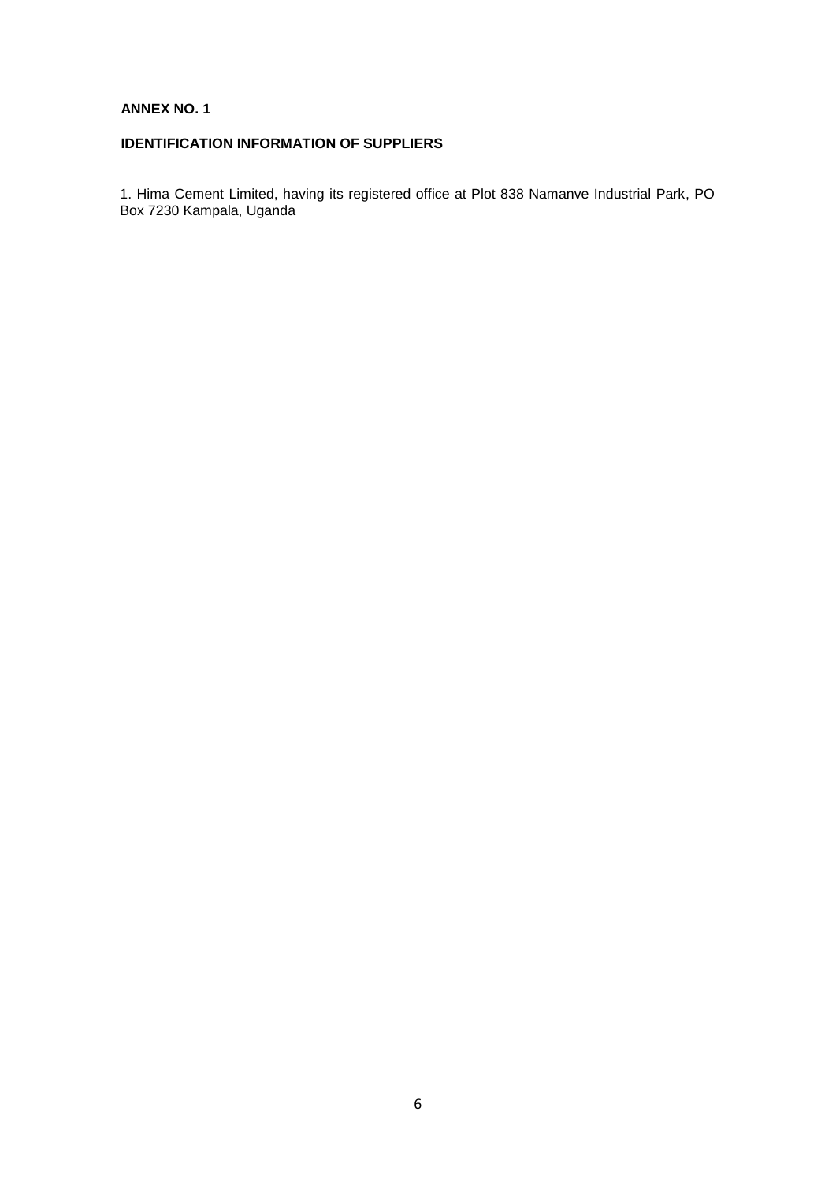**ANNEX NO. 1**

**IDENTIFICATION INFORMATION OF SUPPLIERS**

1. Hima Cement Limited, having its registered office at Plot 838 Namanve Industrial Park, PO Box 7230 Kampala, Uganda